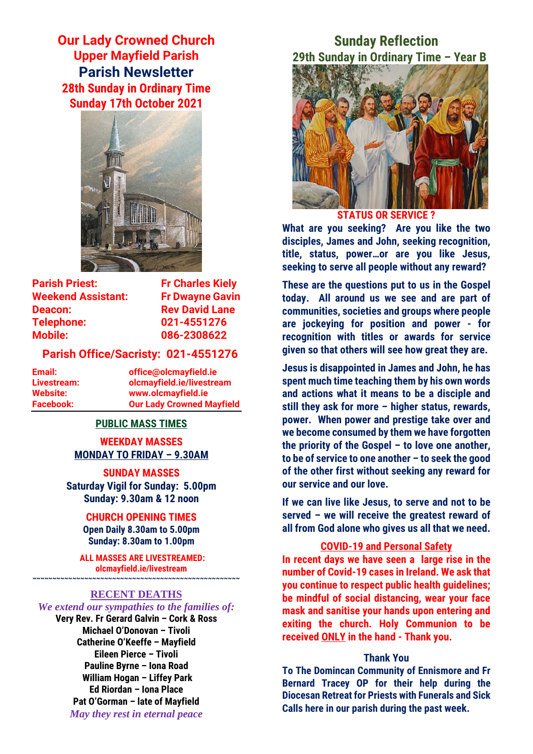# Our Lady Crowned Church
## Upper Mayfield Parish
## Parish Newsletter
### 28th Sunday in Ordinary Time
### Sunday 17th October 2021

**Parish Priest:** Fr Charles Kiely
**Weekend Assistant:** Fr Dwayne Gavin
**Deacon:** Rev David Lane
**Telephone:** 021-4551276
**Mobile:** 086-2308622

**Parish Office/Sacristy: 021-4551276**

**Email:** office@olcmayfield.ie
**Livestream:** olcmayfield.ie/livestream
**Website:** www.olcmayfield.ie
**Facebook:** Our Lady Crowned Mayfield

## PUBLIC MASS TIMES

**WEEKDAY MASSES**
**MONDAY TO FRIDAY – 9.30AM**

**SUNDAY MASSES**
**Saturday Vigil for Sunday: 5.00pm**
**Sunday: 9.30am & 12 noon**

**CHURCH OPENING TIMES**
**Open Daily 8.30am to 5.00pm**
**Sunday: 8.30am to 1.00pm**

**ALL MASSES ARE LIVESTREAMED:**
**olcmayfield.ie/livestream**

~~~~~~~~~~~~~~~~~~~~~~~~~~~~~~~~~~~~~~~~~~~~~~~~

## RECENT DEATHS

*We extend our sympathies to the families of:*

Very Rev. Fr Gerard Galvin – Cork & Ross
Michael O'Donovan – Tivoli
Catherine O'Keeffe – Mayfield
Eileen Pierce – Tivoli
Pauline Byrne – Iona Road
William Hogan – Liffey Park
Ed Riordan – Iona Place
Pat O'Gorman – late of Mayfield

*May they rest in eternal peace*

## Sunday Reflection
### 29th Sunday in Ordinary Time – Year B

**STATUS OR SERVICE ?**

**What are you seeking? Are you like the two disciples, James and John, seeking recognition, title, status, power…or are you like Jesus, seeking to serve all people without any reward?**

**These are the questions put to us in the Gospel today. All around us we see and are part of communities, societies and groups where people are jockeying for position and power - for recognition with titles or awards for service given so that others will see how great they are.**

**Jesus is disappointed in James and John, he has spent much time teaching them by his own words and actions what it means to be a disciple and still they ask for more – higher status, rewards, power. When power and prestige take over and we become consumed by them we have forgotten the priority of the Gospel – to love one another, to be of service to one another – to seek the good of the other first without seeking any reward for our service and our love.**

**If we can live like Jesus, to serve and not to be served – we will receive the greatest reward of all from God alone who gives us all that we need.**

## COVID-19 and Personal Safety

**In recent days we have seen a large rise in the number of Covid-19 cases in Ireland. We ask that you continue to respect public health guidelines; be mindful of social distancing, wear your face mask and sanitise your hands upon entering and exiting the church. Holy Communion to be received ONLY in the hand - Thank you.**

### Thank You

**To The Domincan Community of Ennismore and Fr Bernard Tracey OP for their help during the Diocesan Retreat for Priests with Funerals and Sick Calls here in our parish during the past week.**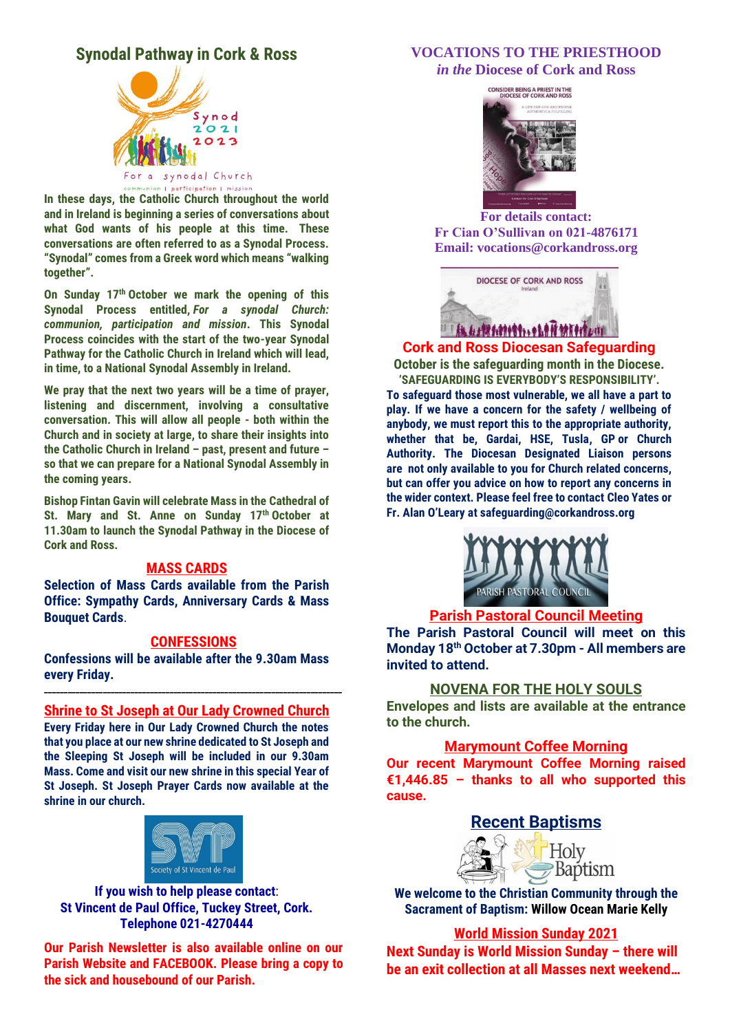## Synodal Pathway in Cork & Ross

**In these days, the Catholic Church throughout the world and in Ireland is beginning a series of conversations about what God wants of his people at this time. These conversations are often referred to as a Synodal Process. "Synodal" comes from a Greek word which means "walking together".**

**On Sunday 17th October we mark the opening of this Synodal Process entitled, *For a synodal Church: communion, participation and mission*. This Synodal Process coincides with the start of the two-year Synodal Pathway for the Catholic Church in Ireland which will lead, in time, to a National Synodal Assembly in Ireland.**

**We pray that the next two years will be a time of prayer, listening and discernment, involving a consultative conversation. This will allow all people - both within the Church and in society at large, to share their insights into the Catholic Church in Ireland – past, present and future – so that we can prepare for a National Synodal Assembly in the coming years.**

**Bishop Fintan Gavin will celebrate Mass in the Cathedral of St. Mary and St. Anne on Sunday 17th October at 11.30am to launch the Synodal Pathway in the Diocese of Cork and Ross.**

### MASS CARDS

**Selection of Mass Cards available from the Parish Office: Sympathy Cards, Anniversary Cards & Mass Bouquet Cards.**

### CONFESSIONS

**Confessions will be available after the 9.30am Mass every Friday.**

---

### Shrine to St Joseph at Our Lady Crowned Church

**Every Friday here in Our Lady Crowned Church the notes that you place at our new shrine dedicated to St Joseph and the Sleeping St Joseph will be included in our 9.30am Mass. Come and visit our new shrine in this special Year of St Joseph. St Joseph Prayer Cards now available at the shrine in our church.**

**If you wish to help please contact:**
**St Vincent de Paul Office, Tuckey Street, Cork.**
**Telephone 021-4270444**

**Our Parish Newsletter is also available online on our Parish Website and FACEBOOK. Please bring a copy to the sick and housebound of our Parish.**

## VOCATIONS TO THE PRIESTHOOD
### *in the* Diocese of Cork and Ross

**For details contact:**
**Fr Cian O'Sullivan on 021-4876171**
**Email: vocations@corkandross.org**

### Cork and Ross Diocesan Safeguarding

**October is the safeguarding month in the Diocese.**
**'SAFEGUARDING IS EVERYBODY'S RESPONSIBILITY'.**

**To safeguard those most vulnerable, we all have a part to play. If we have a concern for the safety / wellbeing of anybody, we must report this to the appropriate authority, whether that be, Gardai, HSE, Tusla, GP or Church Authority. The Diocesan Designated Liaison persons are not only available to you for Church related concerns, but can offer you advice on how to report any concerns in the wider context. Please feel free to contact Cleo Yates or Fr. Alan O'Leary at safeguarding@corkandross.org**

### Parish Pastoral Council Meeting

**The Parish Pastoral Council will meet on this Monday 18th October at 7.30pm - All members are invited to attend.**

### NOVENA FOR THE HOLY SOULS

**Envelopes and lists are available at the entrance to the church.**

### Marymount Coffee Morning

**Our recent Marymount Coffee Morning raised €1,446.85 – thanks to all who supported this cause.**

### Recent Baptisms

**We welcome to the Christian Community through the Sacrament of Baptism: Willow Ocean Marie Kelly**

### World Mission Sunday 2021

**Next Sunday is World Mission Sunday – there will be an exit collection at all Masses next weekend…**